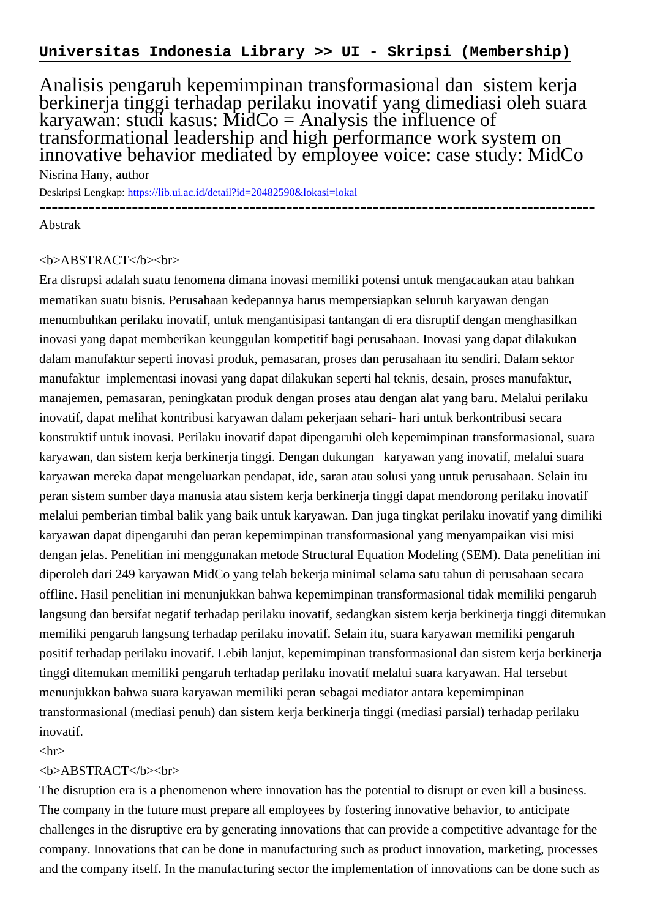**Universitas Indonesia Library >> UI - Skripsi (Membership)**

# Analisis pengaruh kepemimpinan transformasional dan sistem kerja berkinerja tinggi terhadap perilaku inovatif yang dimediasi oleh suara karyawan: studi kasus: MidCo = Analysis the influence of transformational leadership and high performance work system on innovative behavior mediated by employee voice: case study: MidCo

Nisrina Hany, author

Deskripsi Lengkap: https://lib.ui.ac.id/detail?id=20482590&lokasi=lokal

------------------------------------------------------------------------------------------

Abstrak

<b>ABSTRACT</b><br>

Era disrupsi adalah suatu fenomena dimana inovasi memiliki potensi untuk mengacaukan atau bahkan mematikan suatu bisnis. Perusahaan kedepannya harus mempersiapkan seluruh karyawan dengan menumbuhkan perilaku inovatif, untuk mengantisipasi tantangan di era disruptif dengan menghasilkan inovasi yang dapat memberikan keunggulan kompetitif bagi perusahaan. Inovasi yang dapat dilakukan dalam manufaktur seperti inovasi produk, pemasaran, proses dan perusahaan itu sendiri. Dalam sektor manufaktur implementasi inovasi yang dapat dilakukan seperti hal teknis, desain, proses manufaktur, manajemen, pemasaran, peningkatan produk dengan proses atau dengan alat yang baru. Melalui perilaku inovatif, dapat melihat kontribusi karyawan dalam pekerjaan sehari- hari untuk berkontribusi secara konstruktif untuk inovasi. Perilaku inovatif dapat dipengaruhi oleh kepemimpinan transformasional, suara karyawan, dan sistem kerja berkinerja tinggi. Dengan dukungan karyawan yang inovatif, melalui suara karyawan mereka dapat mengeluarkan pendapat, ide, saran atau solusi yang untuk perusahaan. Selain itu peran sistem sumber daya manusia atau sistem kerja berkinerja tinggi dapat mendorong perilaku inovatif melalui pemberian timbal balik yang baik untuk karyawan. Dan juga tingkat perilaku inovatif yang dimiliki karyawan dapat dipengaruhi dan peran kepemimpinan transformasional yang menyampaikan visi misi dengan jelas. Penelitian ini menggunakan metode Structural Equation Modeling (SEM). Data penelitian ini diperoleh dari 249 karyawan MidCo yang telah bekerja minimal selama satu tahun di perusahaan secara offline. Hasil penelitian ini menunjukkan bahwa kepemimpinan transformasional tidak memiliki pengaruh langsung dan bersifat negatif terhadap perilaku inovatif, sedangkan sistem kerja berkinerja tinggi ditemukan memiliki pengaruh langsung terhadap perilaku inovatif. Selain itu, suara karyawan memiliki pengaruh positif terhadap perilaku inovatif. Lebih lanjut, kepemimpinan transformasional dan sistem kerja berkinerja tinggi ditemukan memiliki pengaruh terhadap perilaku inovatif melalui suara karyawan. Hal tersebut menunjukkan bahwa suara karyawan memiliki peran sebagai mediator antara kepemimpinan transformasional (mediasi penuh) dan sistem kerja berkinerja tinggi (mediasi parsial) terhadap perilaku inovatif.

<hr>

<b>ABSTRACT</b><br>

The disruption era is a phenomenon where innovation has the potential to disrupt or even kill a business. The company in the future must prepare all employees by fostering innovative behavior, to anticipate challenges in the disruptive era by generating innovations that can provide a competitive advantage for the company. Innovations that can be done in manufacturing such as product innovation, marketing, processes and the company itself. In the manufacturing sector the implementation of innovations can be done such as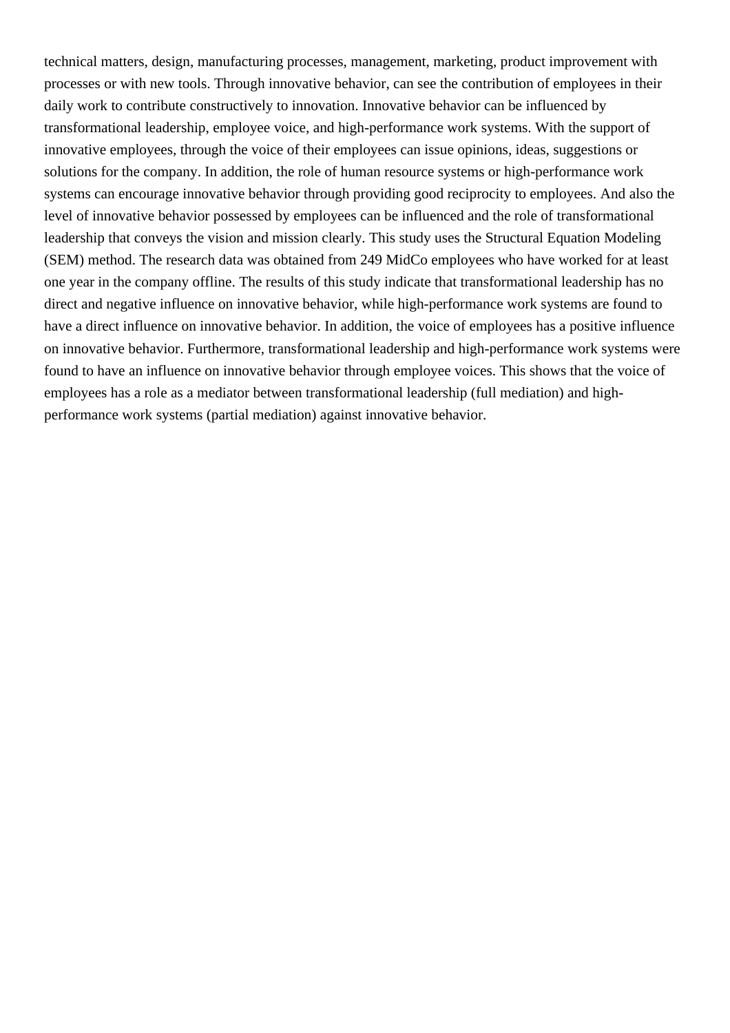technical matters, design, manufacturing processes, management, marketing, product improvement with processes or with new tools. Through innovative behavior, can see the contribution of employees in their daily work to contribute constructively to innovation. Innovative behavior can be influenced by transformational leadership, employee voice, and high-performance work systems. With the support of innovative employees, through the voice of their employees can issue opinions, ideas, suggestions or solutions for the company. In addition, the role of human resource systems or high-performance work systems can encourage innovative behavior through providing good reciprocity to employees. And also the level of innovative behavior possessed by employees can be influenced and the role of transformational leadership that conveys the vision and mission clearly. This study uses the Structural Equation Modeling (SEM) method. The research data was obtained from 249 MidCo employees who have worked for at least one year in the company offline. The results of this study indicate that transformational leadership has no direct and negative influence on innovative behavior, while high-performance work systems are found to have a direct influence on innovative behavior. In addition, the voice of employees has a positive influence on innovative behavior. Furthermore, transformational leadership and high-performance work systems were found to have an influence on innovative behavior through employee voices. This shows that the voice of employees has a role as a mediator between transformational leadership (full mediation) and high-performance work systems (partial mediation) against innovative behavior.